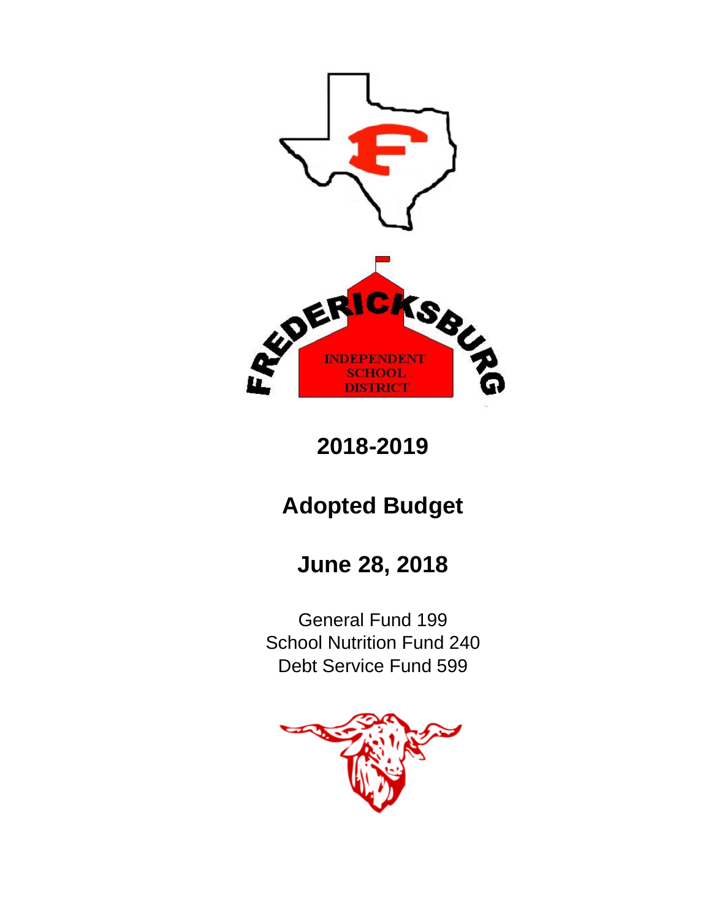# 2018-2019

# Adopted Budget

## June 28, 2018

General Fund 199
School Nutrition Fund 240
Debt Service Fund 599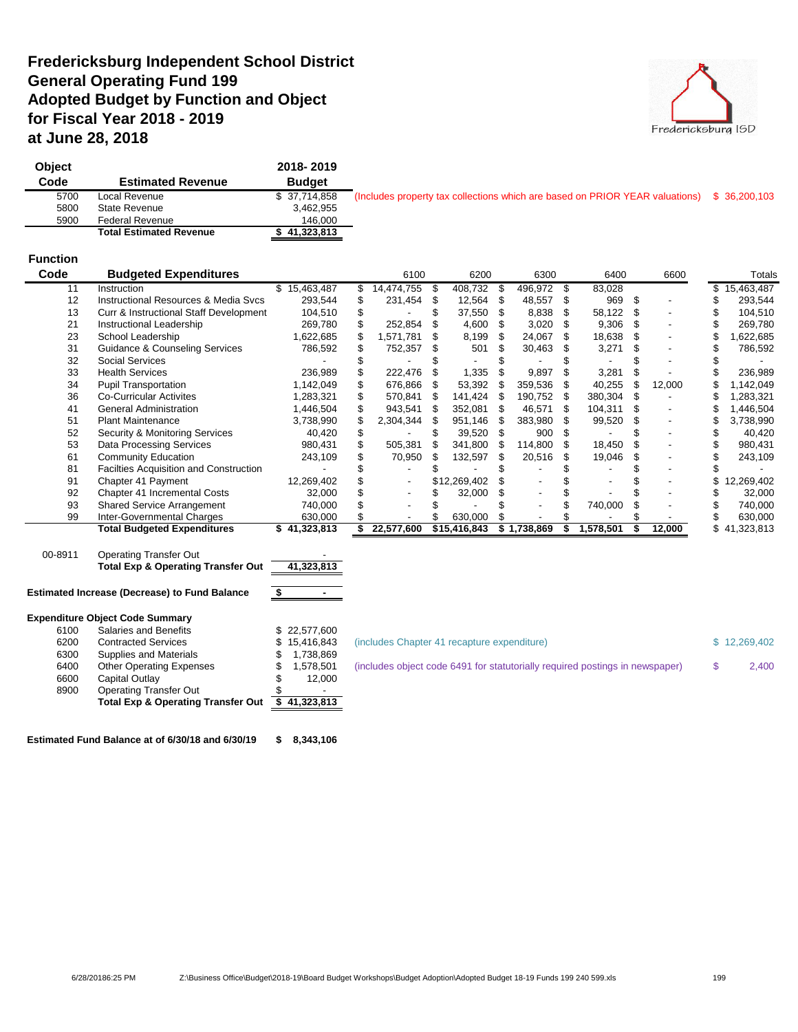# Fredericksburg Independent School District
# General Operating Fund 199
# Adopted Budget by Function and Object
# for Fiscal Year 2018 - 2019
# at June 28, 2018

Fredericksburg ISD

| Object Code | Estimated Revenue | 2018- 2019 Budget |
|---|---|---|
| 5700 | Local Revenue | $ 37,714,858 |
| 5800 | State Revenue | 3,462,955 |
| 5900 | Federal Revenue | 146,000 |
| | **Total Estimated Revenue** | **$ 41,323,813** |

(Includes property tax collections which are based on PRIOR YEAR valuations) $ 36,200,103

| Function Code | Budgeted Expenditures | | 6100 | 6200 | 6300 | 6400 | 6600 | Totals |
|---|---|---|---|---|---|---|---|---|
| 11 | Instruction | $ 15,463,487 | $ 14,474,755 | $ 408,732 | $ 496,972 | $ 83,028 | | $ 15,463,487 |
| 12 | Instructional Resources & Media Svcs | 293,544 | $ 231,454 | $ 12,564 | $ 48,557 | $ 969 | $ - | $ 293,544 |
| 13 | Curr & Instructional Staff Development | 104,510 | $ - | $ 37,550 | $ 8,838 | $ 58,122 | $ - | $ 104,510 |
| 21 | Instructional Leadership | 269,780 | $ 252,854 | $ 4,600 | $ 3,020 | $ 9,306 | $ - | $ 269,780 |
| 23 | School Leadership | 1,622,685 | $ 1,571,781 | $ 8,199 | $ 24,067 | $ 18,638 | $ - | $ 1,622,685 |
| 31 | Guidance & Counseling Services | 786,592 | $ 752,357 | $ 501 | $ 30,463 | $ 3,271 | $ - | $ 786,592 |
| 32 | Social Services | - | $ - | $ - | $ - | $ - | $ - | $ - |
| 33 | Health Services | 236,989 | $ 222,476 | $ 1,335 | $ 9,897 | $ 3,281 | $ - | $ 236,989 |
| 34 | Pupil Transportation | 1,142,049 | $ 676,866 | $ 53,392 | $ 359,536 | $ 40,255 | $ 12,000 | $ 1,142,049 |
| 36 | Co-Curricular Activites | 1,283,321 | $ 570,841 | $ 141,424 | $ 190,752 | $ 380,304 | $ - | $ 1,283,321 |
| 41 | General Administration | 1,446,504 | $ 943,541 | $ 352,081 | $ 46,571 | $ 104,311 | $ - | $ 1,446,504 |
| 51 | Plant Maintenance | 3,738,990 | $ 2,304,344 | $ 951,146 | $ 383,980 | $ 99,520 | $ - | $ 3,738,990 |
| 52 | Security & Monitoring Services | 40,420 | $ - | $ 39,520 | $ 900 | $ - | $ - | $ 40,420 |
| 53 | Data Processing Services | 980,431 | $ 505,381 | $ 341,800 | $ 114,800 | $ 18,450 | $ - | $ 980,431 |
| 61 | Community Education | 243,109 | $ 70,950 | $ 132,597 | $ 20,516 | $ 19,046 | $ - | $ 243,109 |
| 81 | Facilties Acquisition and Construction | - | $ - | $ - | $ - | $ - | $ - | $ - |
| 91 | Chapter 41 Payment | 12,269,402 | $ - | $12,269,402 | $ - | $ - | $ - | $ 12,269,402 |
| 92 | Chapter 41 Incremental Costs | 32,000 | $ - | $ 32,000 | $ - | $ - | $ - | $ 32,000 |
| 93 | Shared Service Arrangement | 740,000 | $ - | $ - | $ - | $ 740,000 | $ - | $ 740,000 |
| 99 | Inter-Governmental Charges | 630,000 | $ - | $ 630,000 | $ - | $ - | $ - | $ 630,000 |
| | **Total Budgeted Expenditures** | **$ 41,323,813** | **$ 22,577,600** | **$15,416,843** | **$ 1,738,869** | **$ 1,578,501** | **$ 12,000** | $ 41,323,813 |

| | | |
|---|---|---|
| 00-8911 | Operating Transfer Out | - |
| | **Total Exp & Operating Transfer Out** | **41,323,813** |

**Estimated Increase (Decrease) to Fund Balance** **$ -**

**Expenditure Object Code Summary**

| Code | Description | Amount | Note | |
|---|---|---|---|---|
| 6100 | Salaries and Benefits | $ 22,577,600 | | |
| 6200 | Contracted Services | $ 15,416,843 | (includes Chapter 41 recapture expenditure) | $ 12,269,402 |
| 6300 | Supplies and Materials | $ 1,738,869 | | |
| 6400 | Other Operating Expenses | $ 1,578,501 | (includes object code 6491 for statutorially required postings in newspaper) | $ 2,400 |
| 6600 | Capital Outlay | $ 12,000 | | |
| 8900 | Operating Transfer Out | $ - | | |
| | **Total Exp & Operating Transfer Out** | **$ 41,323,813** | | |

**Estimated Fund Balance at of 6/30/18 and 6/30/19** **$ 8,343,106**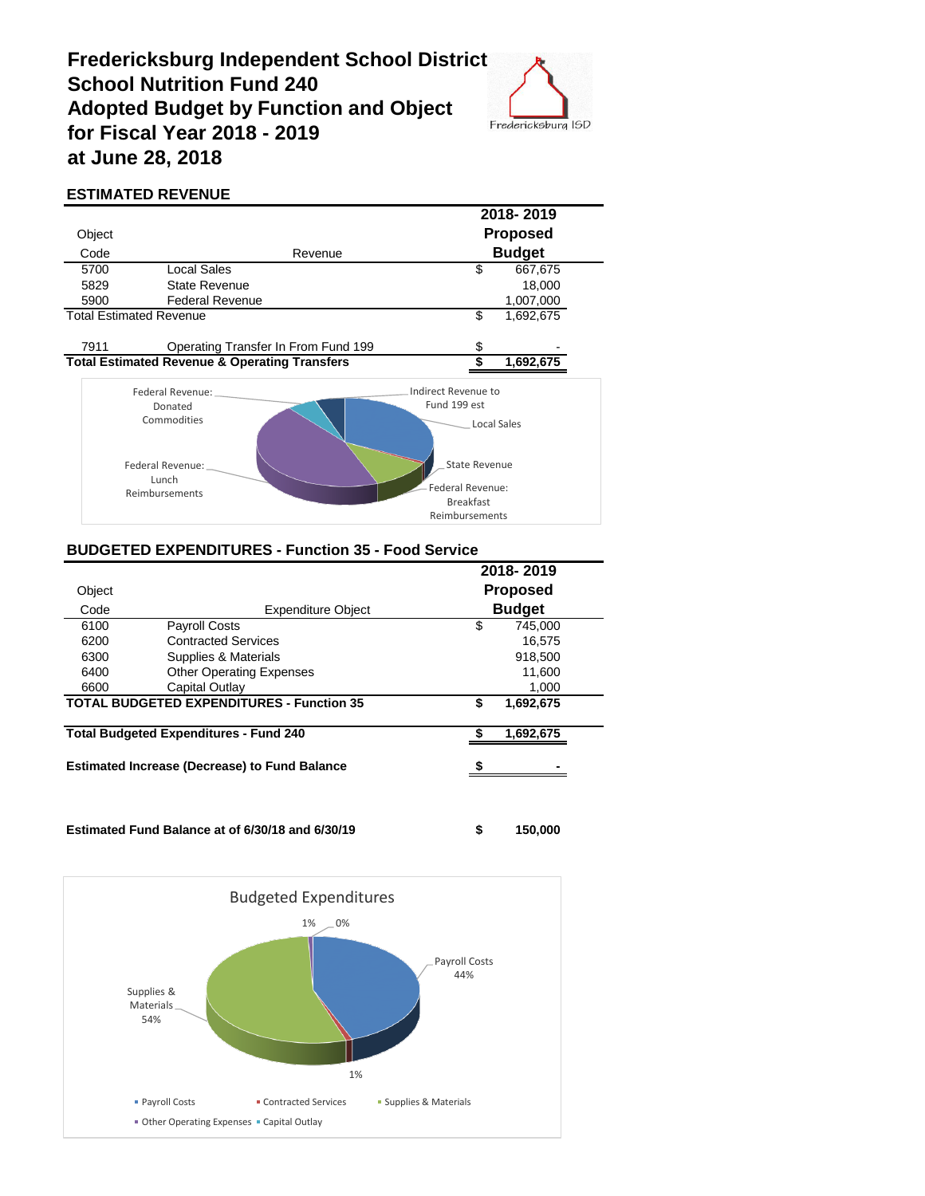# Fredericksburg Independent School District
## School Nutrition Fund 240
## Adopted Budget by Function and Object
## for Fiscal Year 2018 - 2019
## at June 28, 2018

Fredericksburg ISD

### ESTIMATED REVENUE

| Object Code | Revenue | 2018- 2019 Proposed Budget |
|---|---|---|
| 5700 | Local Sales | $ 667,675 |
| 5829 | State Revenue | 18,000 |
| 5900 | Federal Revenue | 1,007,000 |
| Total Estimated Revenue | | $ 1,692,675 |
| | | |
| 7911 | Operating Transfer In From Fund 199 | $ - |
| **Total Estimated Revenue & Operating Transfers** | | **$ 1,692,675** |

Federal Revenue: Donated Commodities; Indirect Revenue to Fund 199 est; Local Sales; State Revenue; Federal Revenue: Breakfast Reimbursements; Federal Revenue: Lunch Reimbursements

### BUDGETED EXPENDITURES - Function 35 - Food Service

| Object Code | Expenditure Object | 2018- 2019 Proposed Budget |
|---|---|---|
| 6100 | Payroll Costs | $ 745,000 |
| 6200 | Contracted Services | 16,575 |
| 6300 | Supplies & Materials | 918,500 |
| 6400 | Other Operating Expenses | 11,600 |
| 6600 | Capital Outlay | 1,000 |
| **TOTAL BUDGETED EXPENDITURES - Function 35** | | **$ 1,692,675** |
| | | |
| **Total Budgeted Expenditures - Fund 240** | | **$ 1,692,675** |
| | | |
| **Estimated Increase (Decrease) to Fund Balance** | | **$ -** |
| | | |
| **Estimated Fund Balance at of 6/30/18 and 6/30/19** | | **$ 150,000** |

Budgeted Expenditures

Payroll Costs 44%; Supplies & Materials 54%; 1%; 0%; 1%

Payroll Costs · Contracted Services · Supplies & Materials · Other Operating Expenses · Capital Outlay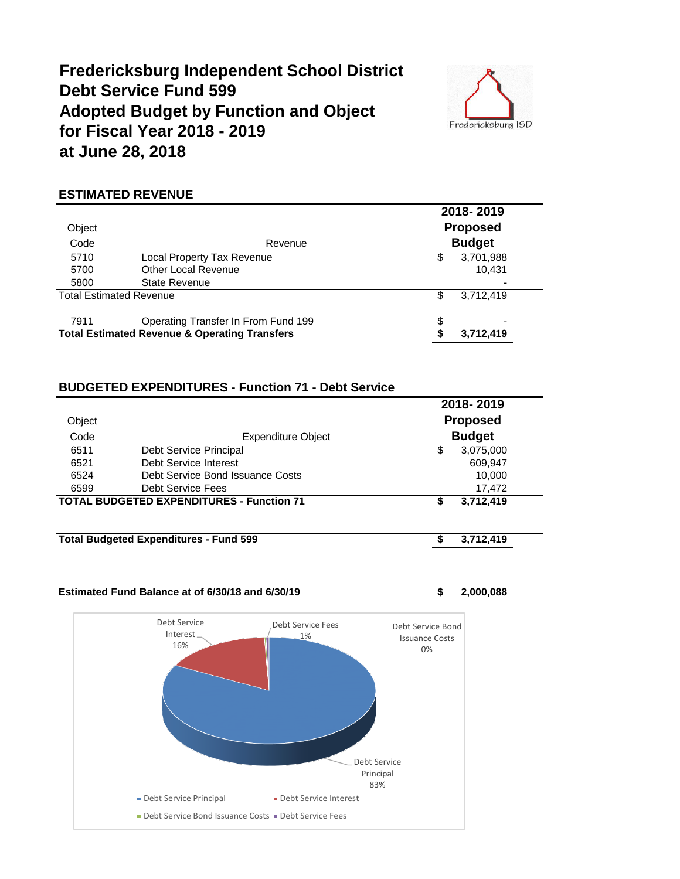# Fredericksburg Independent School District
# Debt Service Fund 599
# Adopted Budget by Function and Object
# for Fiscal Year 2018 - 2019
# at June 28, 2018

Fredericksburg ISD

## ESTIMATED REVENUE

| Object Code | Revenue | 2018- 2019 Proposed Budget |
|---|---|---|
| 5710 | Local Property Tax Revenue | $ 3,701,988 |
| 5700 | Other Local Revenue | 10,431 |
| 5800 | State Revenue | - |
| Total Estimated Revenue | | $ 3,712,419 |
| 7911 | Operating Transfer In From Fund 199 | $ - |
| **Total Estimated Revenue & Operating Transfers** | | **$ 3,712,419** |

## BUDGETED EXPENDITURES - Function 71 - Debt Service

| Object Code | Expenditure Object | 2018- 2019 Proposed Budget |
|---|---|---|
| 6511 | Debt Service Principal | $ 3,075,000 |
| 6521 | Debt Service Interest | 609,947 |
| 6524 | Debt Service Bond Issuance Costs | 10,000 |
| 6599 | Debt Service Fees | 17,472 |
| **TOTAL BUDGETED EXPENDITURES - Function 71** | | **$ 3,712,419** |
| **Total Budgeted Expenditures - Fund 599** | | **$ 3,712,419** |

**Estimated Fund Balance at of 6/30/18 and 6/30/19** **$ 2,000,088**

Debt Service Interest 16%
Debt Service Fees 1%
Debt Service Bond Issuance Costs 0%
Debt Service Principal 83%

Debt Service Principal
Debt Service Interest
Debt Service Bond Issuance Costs
Debt Service Fees